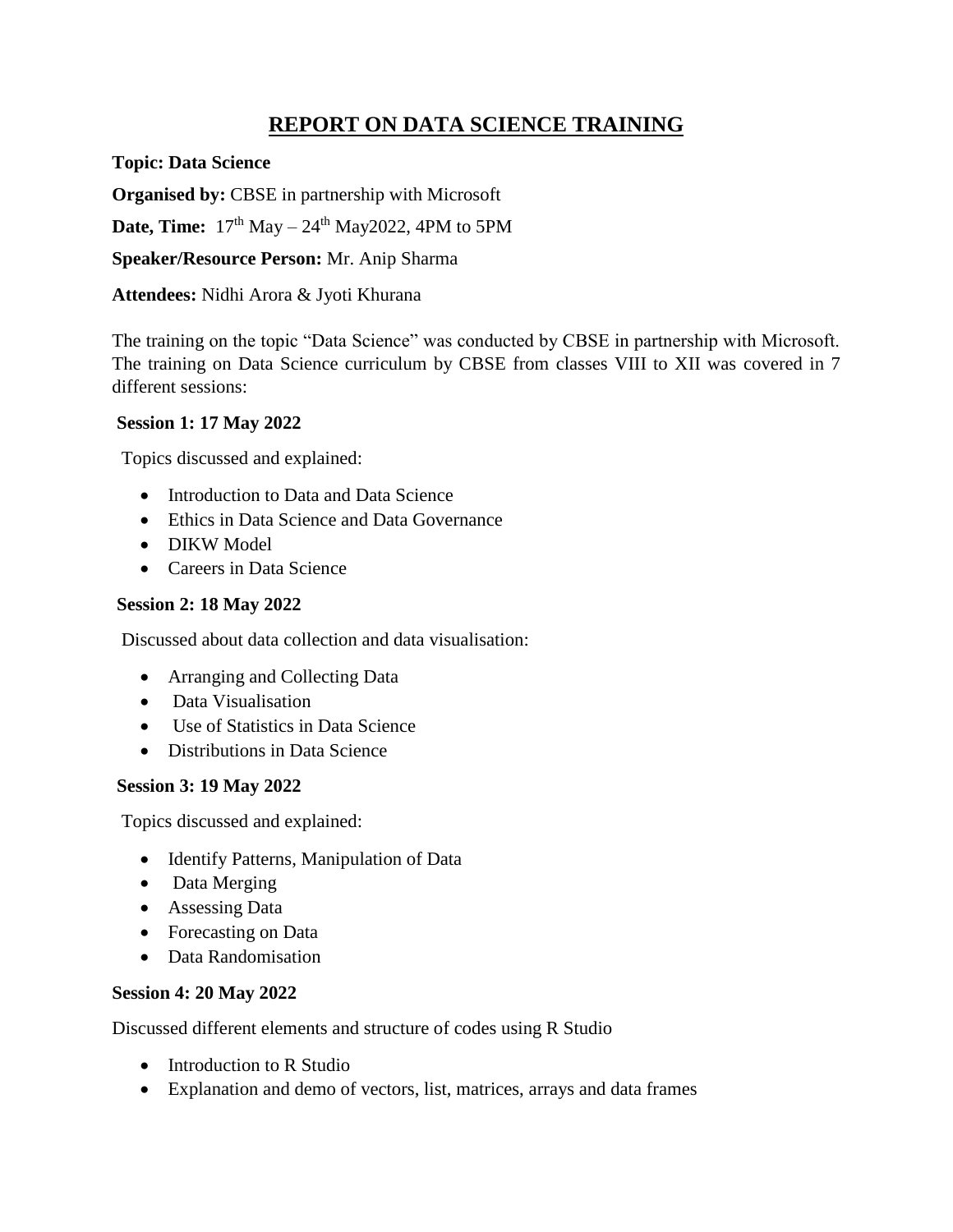# REPORT ON DATA SCIENCE TRAINING

**Topic: Data Science**

**Organised by:** CBSE in partnership with Microsoft

**Date, Time:** 17th May – 24th May2022, 4PM to 5PM

**Speaker/Resource Person:** Mr. Anip Sharma

**Attendees:** Nidhi Arora & Jyoti Khurana

The training on the topic "Data Science" was conducted by CBSE in partnership with Microsoft. The training on Data Science curriculum by CBSE from classes VIII to XII was covered in 7 different sessions:

**Session 1: 17 May 2022**

Topics discussed and explained:

- Introduction to Data and Data Science
- Ethics in Data Science and Data Governance
- DIKW Model
- Careers in Data Science

**Session 2: 18 May 2022**

Discussed about data collection and data visualisation:

- Arranging and Collecting Data
- Data Visualisation
- Use of Statistics in Data Science
- Distributions in Data Science

**Session 3: 19 May 2022**

Topics discussed and explained:

- Identify Patterns, Manipulation of Data
- Data Merging
- Assessing Data
- Forecasting on Data
- Data Randomisation

**Session 4: 20 May 2022**

Discussed different elements and structure of codes using R Studio

- Introduction to R Studio
- Explanation and demo of vectors, list, matrices, arrays and data frames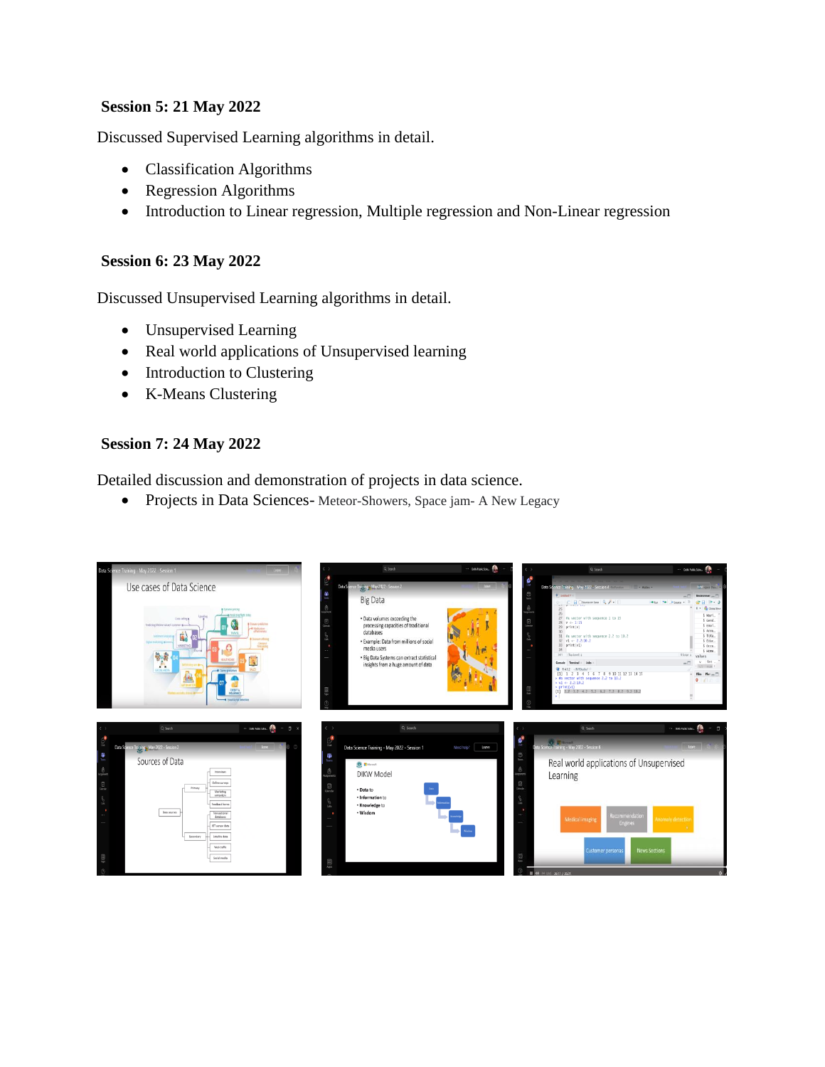**Session 5: 21 May 2022**

Discussed Supervised Learning algorithms in detail.

- Classification Algorithms
- Regression Algorithms
- Introduction to Linear regression, Multiple regression and Non-Linear regression

**Session 6: 23 May 2022**

Discussed Unsupervised Learning algorithms in detail.

- Unsupervised Learning
- Real world applications of Unsupervised learning
- Introduction to Clustering
- K-Means Clustering

**Session 7: 24 May 2022**

Detailed discussion and demonstration of projects in data science.

- Projects in Data Sciences- Meteor-Showers, Space jam- A New Legacy